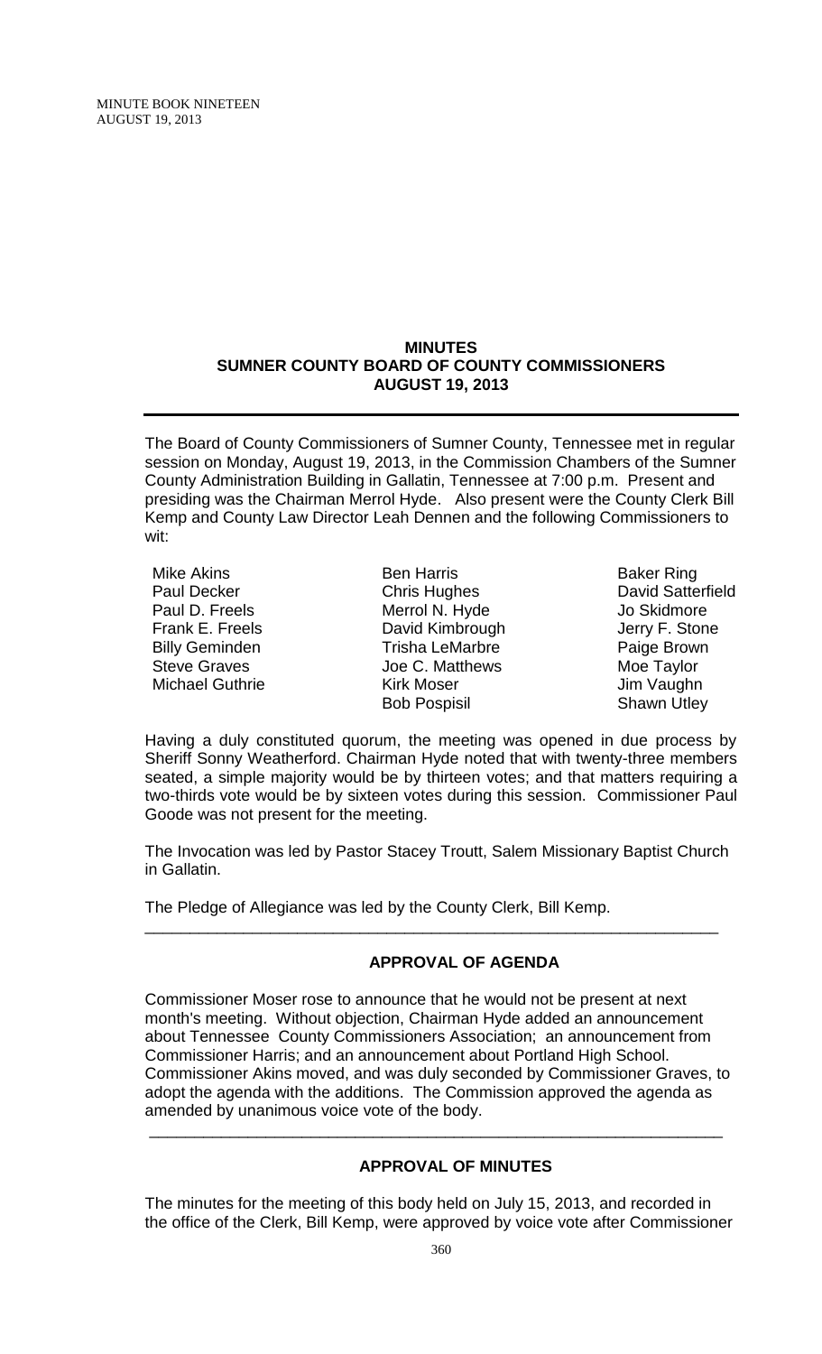# MINUTES
## SUMNER COUNTY BOARD OF COUNTY COMMISSIONERS
## AUGUST 19, 2013

---

The Board of County Commissioners of Sumner County, Tennessee met in regular session on Monday, August 19, 2013, in the Commission Chambers of the Sumner County Administration Building in Gallatin, Tennessee at 7:00 p.m. Present and presiding was the Chairman Merrol Hyde. Also present were the County Clerk Bill Kemp and County Law Director Leah Dennen and the following Commissioners to wit:

| | | |
|---|---|---|
| Mike Akins | Ben Harris | Baker Ring |
| Paul Decker | Chris Hughes | David Satterfield |
| Paul D. Freels | Merrol N. Hyde | Jo Skidmore |
| Frank E. Freels | David Kimbrough | Jerry F. Stone |
| Billy Geminden | Trisha LeMarbre | Paige Brown |
| Steve Graves | Joe C. Matthews | Moe Taylor |
| Michael Guthrie | Kirk Moser | Jim Vaughn |
| | Bob Pospisil | Shawn Utley |

Having a duly constituted quorum, the meeting was opened in due process by Sheriff Sonny Weatherford. Chairman Hyde noted that with twenty-three members seated, a simple majority would be by thirteen votes; and that matters requiring a two-thirds vote would be by sixteen votes during this session. Commissioner Paul Goode was not present for the meeting.

The Invocation was led by Pastor Stacey Troutt, Salem Missionary Baptist Church in Gallatin.

The Pledge of Allegiance was led by the County Clerk, Bill Kemp.

---

## APPROVAL OF AGENDA

Commissioner Moser rose to announce that he would not be present at next month's meeting. Without objection, Chairman Hyde added an announcement about Tennessee County Commissioners Association; an announcement from Commissioner Harris; and an announcement about Portland High School. Commissioner Akins moved, and was duly seconded by Commissioner Graves, to adopt the agenda with the additions. The Commission approved the agenda as amended by unanimous voice vote of the body.

---

## APPROVAL OF MINUTES

The minutes for the meeting of this body held on July 15, 2013, and recorded in the office of the Clerk, Bill Kemp, were approved by voice vote after Commissioner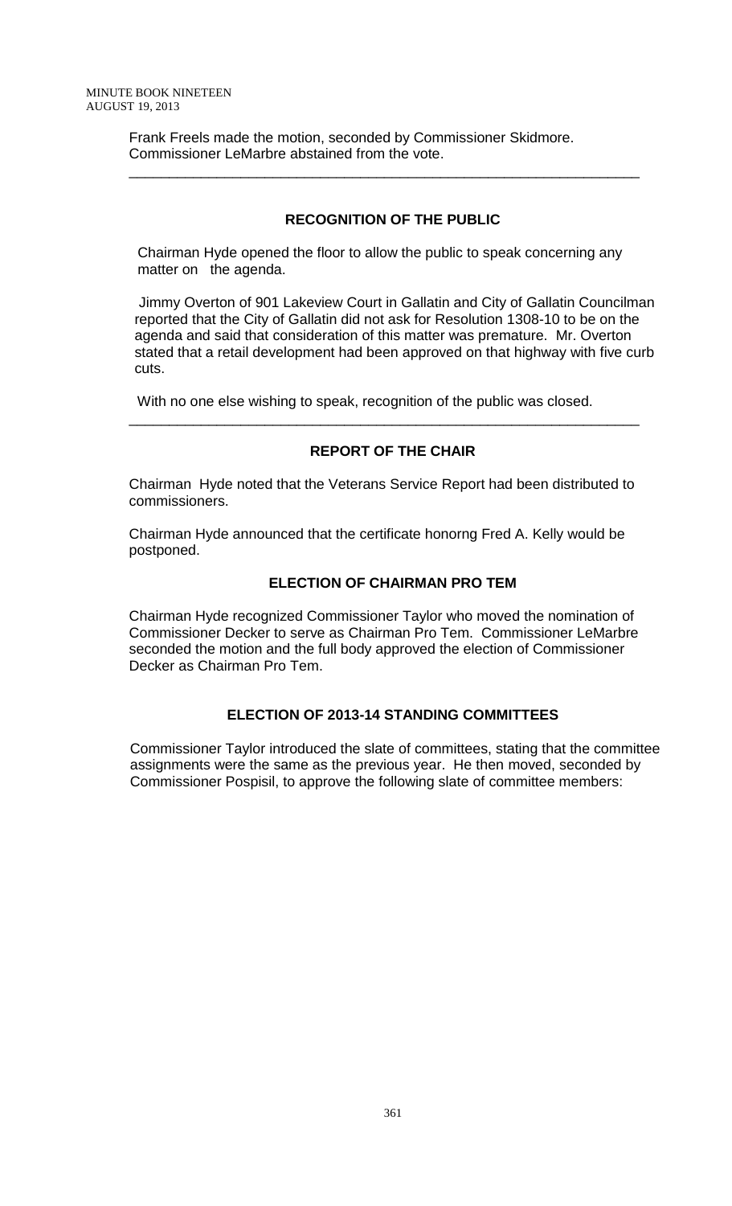Frank Freels made the motion, seconded by Commissioner Skidmore. Commissioner LeMarbre abstained from the vote.

---

## RECOGNITION OF THE PUBLIC

Chairman Hyde opened the floor to allow the public to speak concerning any matter on the agenda.

Jimmy Overton of 901 Lakeview Court in Gallatin and City of Gallatin Councilman reported that the City of Gallatin did not ask for Resolution 1308-10 to be on the agenda and said that consideration of this matter was premature. Mr. Overton stated that a retail development had been approved on that highway with five curb cuts.

With no one else wishing to speak, recognition of the public was closed.

---

## REPORT OF THE CHAIR

Chairman Hyde noted that the Veterans Service Report had been distributed to commissioners.

Chairman Hyde announced that the certificate honorng Fred A. Kelly would be postponed.

## ELECTION OF CHAIRMAN PRO TEM

Chairman Hyde recognized Commissioner Taylor who moved the nomination of Commissioner Decker to serve as Chairman Pro Tem. Commissioner LeMarbre seconded the motion and the full body approved the election of Commissioner Decker as Chairman Pro Tem.

## ELECTION OF 2013-14 STANDING COMMITTEES

Commissioner Taylor introduced the slate of committees, stating that the committee assignments were the same as the previous year. He then moved, seconded by Commissioner Pospisil, to approve the following slate of committee members: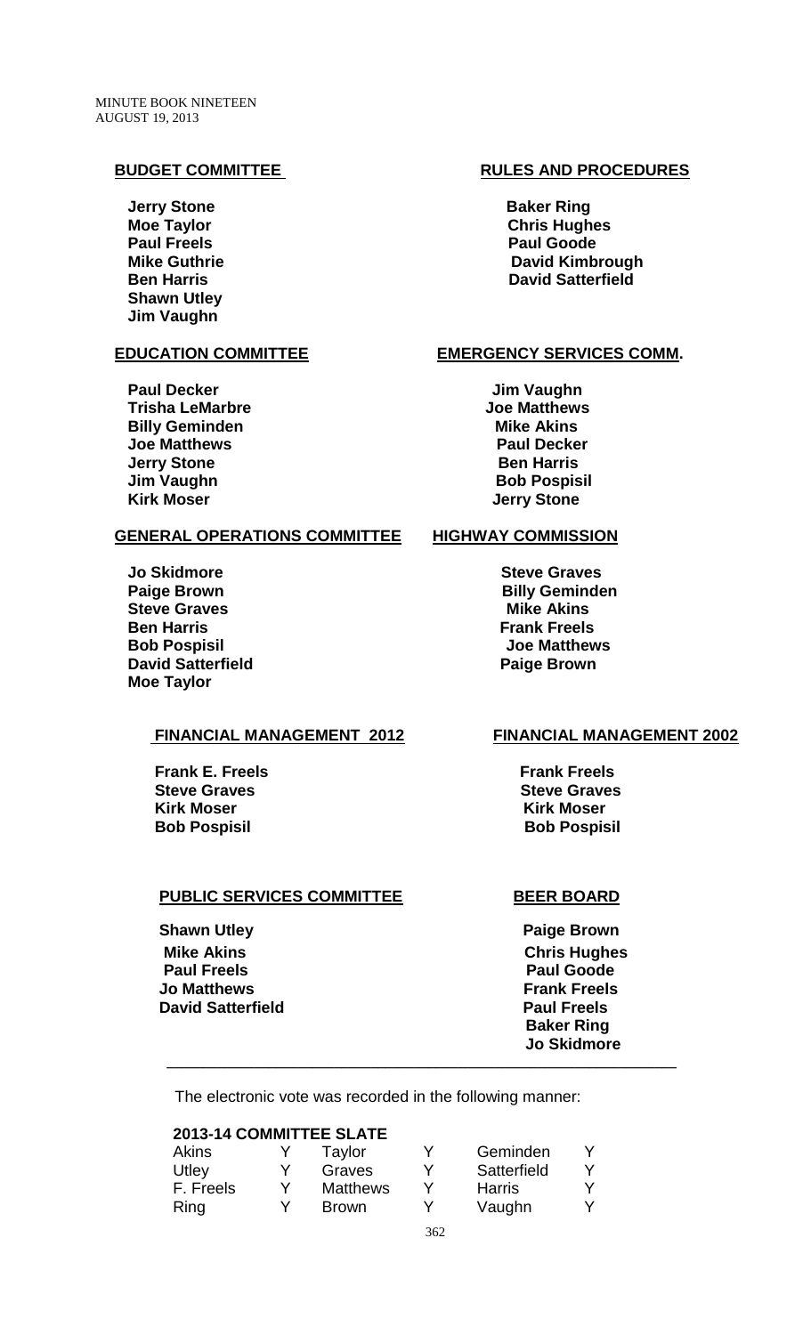## BUDGET COMMITTEE

**Jerry Stone**
**Moe Taylor**
**Paul Freels**
**Mike Guthrie**
**Ben Harris**
**Shawn Utley**
**Jim Vaughn**

## RULES AND PROCEDURES

**Baker Ring**
**Chris Hughes**
**Paul Goode**
**David Kimbrough**
**David Satterfield**

## EDUCATION COMMITTEE

**Paul Decker**
**Trisha LeMarbre**
**Billy Geminden**
**Joe Matthews**
**Jerry Stone**
**Jim Vaughn**
**Kirk Moser**

## EMERGENCY SERVICES COMM.

**Jim Vaughn**
**Joe Matthews**
**Mike Akins**
**Paul Decker**
**Ben Harris**
**Bob Pospisil**
**Jerry Stone**

## GENERAL OPERATIONS COMMITTEE

**Jo Skidmore**
**Paige Brown**
**Steve Graves**
**Ben Harris**
**Bob Pospisil**
**David Satterfield**
**Moe Taylor**

## HIGHWAY COMMISSION

**Steve Graves**
**Billy Geminden**
**Mike Akins**
**Frank Freels**
**Joe Matthews**
**Paige Brown**

## FINANCIAL MANAGEMENT 2012

**Frank E. Freels**
**Steve Graves**
**Kirk Moser**
**Bob Pospisil**

## FINANCIAL MANAGEMENT 2002

**Frank Freels**
**Steve Graves**
**Kirk Moser**
**Bob Pospisil**

## PUBLIC SERVICES COMMITTEE

**Shawn Utley**
**Mike Akins**
**Paul Freels**
**Jo Matthews**
**David Satterfield**

## BEER BOARD

**Paige Brown**
**Chris Hughes**
**Paul Goode**
**Frank Freels**
**Paul Freels**
**Baker Ring**
**Jo Skidmore**

---

The electronic vote was recorded in the following manner:

**2013-14 COMMITTEE SLATE**

| | | | | | |
|---|---|---|---|---|---|
| Akins | Y | Taylor | Y | Geminden | Y |
| Utley | Y | Graves | Y | Satterfield | Y |
| F. Freels | Y | Matthews | Y | Harris | Y |
| Ring | Y | Brown | Y | Vaughn | Y |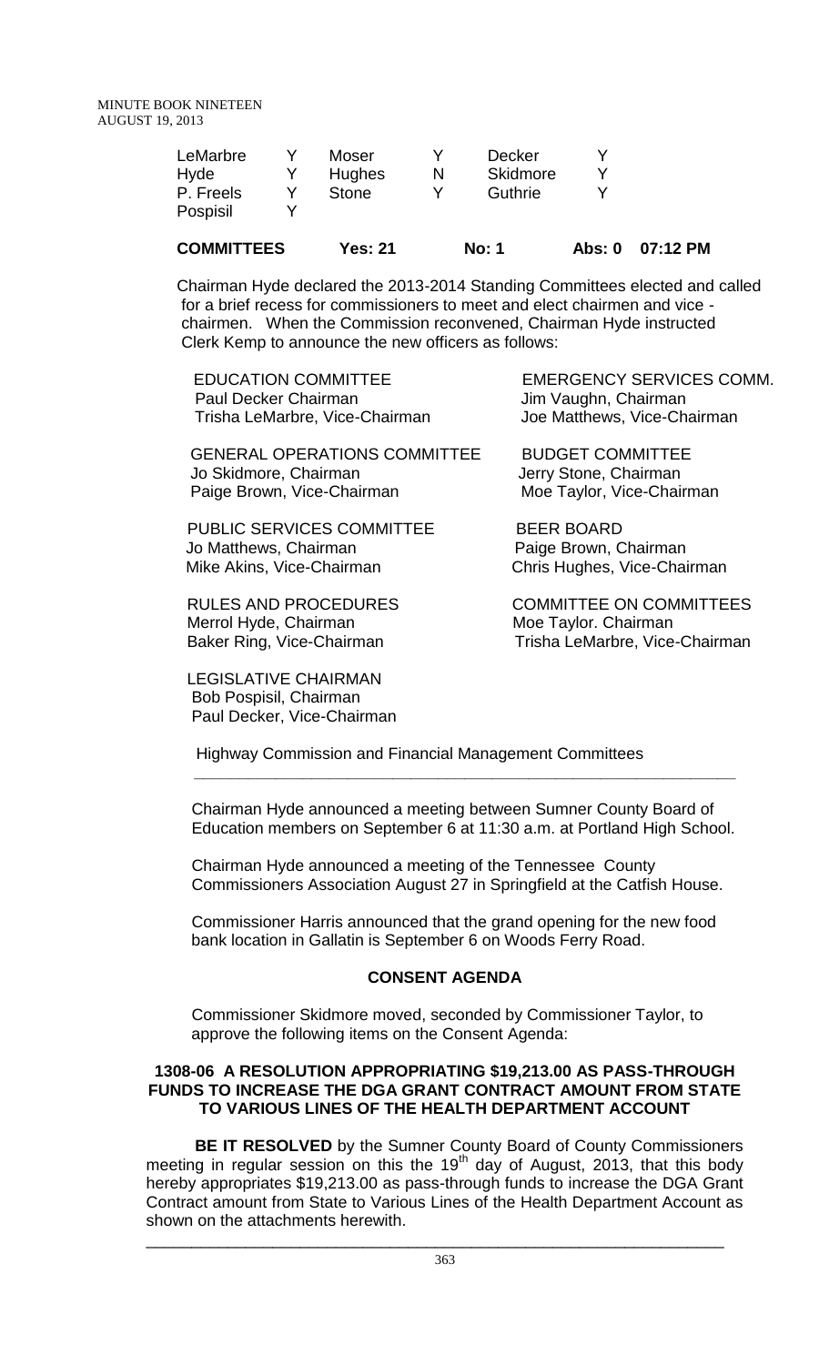| | | | | | |
|---|---|---|---|---|---|
| LeMarbre | Y | Moser | Y | Decker | Y |
| Hyde | Y | Hughes | N | Skidmore | Y |
| P. Freels | Y | Stone | Y | Guthrie | Y |
| Pospisil | Y | | | | |

**COMMITTEES Yes: 21 No: 1 Abs: 0 07:12 PM**

Chairman Hyde declared the 2013-2014 Standing Committees elected and called for a brief recess for commissioners to meet and elect chairmen and vice - chairmen. When the Commission reconvened, Chairman Hyde instructed Clerk Kemp to announce the new officers as follows:

EDUCATION COMMITTEE
Paul Decker Chairman
Trisha LeMarbre, Vice-Chairman

EMERGENCY SERVICES COMM.
Jim Vaughn, Chairman
Joe Matthews, Vice-Chairman

GENERAL OPERATIONS COMMITTEE
Jo Skidmore, Chairman
Paige Brown, Vice-Chairman

BUDGET COMMITTEE
Jerry Stone, Chairman
Moe Taylor, Vice-Chairman

PUBLIC SERVICES COMMITTEE
Jo Matthews, Chairman
Mike Akins, Vice-Chairman

BEER BOARD
Paige Brown, Chairman
Chris Hughes, Vice-Chairman

RULES AND PROCEDURES
Merrol Hyde, Chairman
Baker Ring, Vice-Chairman

COMMITTEE ON COMMITTEES
Moe Taylor. Chairman
Trisha LeMarbre, Vice-Chairman

LEGISLATIVE CHAIRMAN
Bob Pospisil, Chairman
Paul Decker, Vice-Chairman

Highway Commission and Financial Management Committees

---

Chairman Hyde announced a meeting between Sumner County Board of Education members on September 6 at 11:30 a.m. at Portland High School.

Chairman Hyde announced a meeting of the Tennessee County Commissioners Association August 27 in Springfield at the Catfish House.

Commissioner Harris announced that the grand opening for the new food bank location in Gallatin is September 6 on Woods Ferry Road.

## CONSENT AGENDA

Commissioner Skidmore moved, seconded by Commissioner Taylor, to approve the following items on the Consent Agenda:

### 1308-06 A RESOLUTION APPROPRIATING $19,213.00 AS PASS-THROUGH FUNDS TO INCREASE THE DGA GRANT CONTRACT AMOUNT FROM STATE TO VARIOUS LINES OF THE HEALTH DEPARTMENT ACCOUNT

**BE IT RESOLVED** by the Sumner County Board of County Commissioners meeting in regular session on this the 19th day of August, 2013, that this body hereby appropriates $19,213.00 as pass-through funds to increase the DGA Grant Contract amount from State to Various Lines of the Health Department Account as shown on the attachments herewith.

---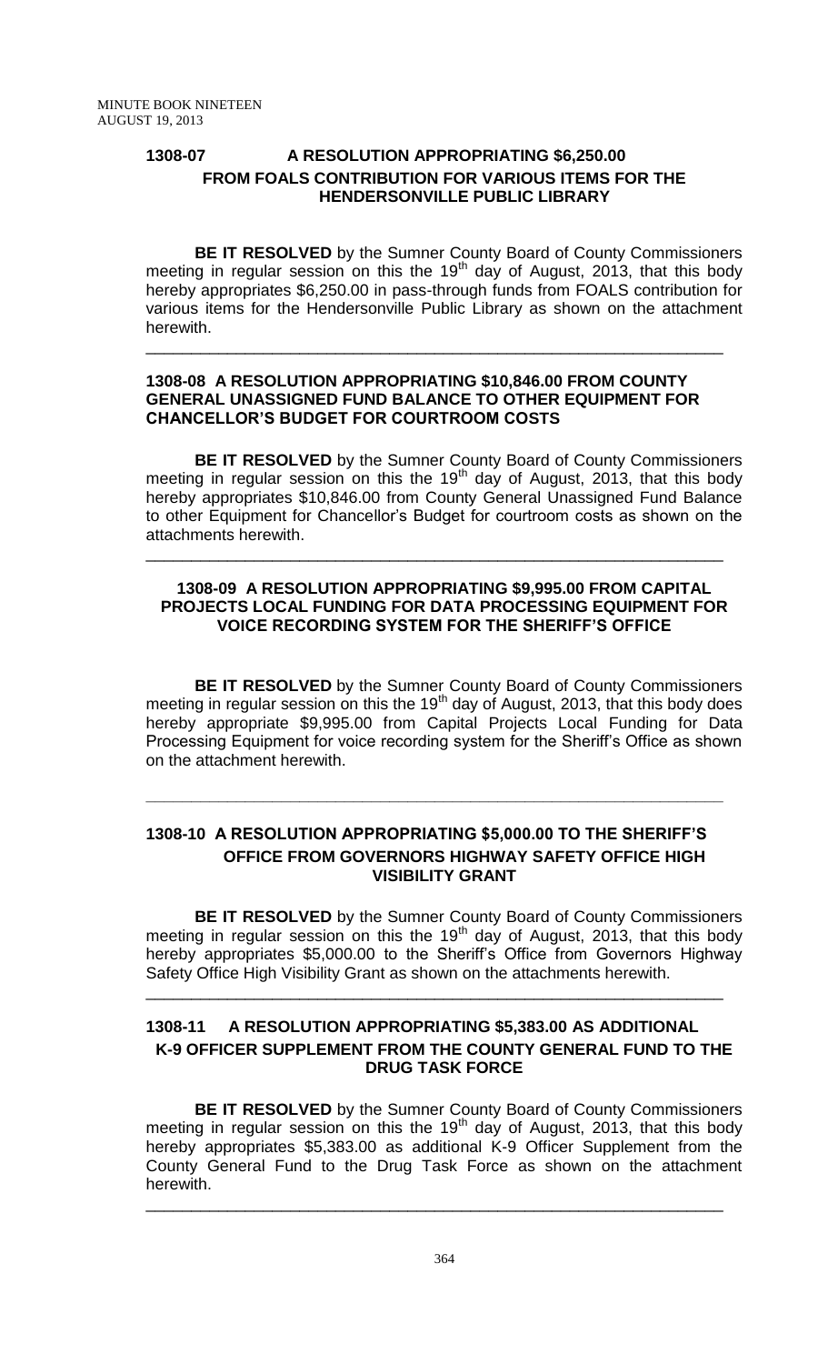### 1308-07 A RESOLUTION APPROPRIATING $6,250.00 FROM FOALS CONTRIBUTION FOR VARIOUS ITEMS FOR THE HENDERSONVILLE PUBLIC LIBRARY

**BE IT RESOLVED** by the Sumner County Board of County Commissioners meeting in regular session on this the 19th day of August, 2013, that this body hereby appropriates $6,250.00 in pass-through funds from FOALS contribution for various items for the Hendersonville Public Library as shown on the attachment herewith.

---

### 1308-08 A RESOLUTION APPROPRIATING $10,846.00 FROM COUNTY GENERAL UNASSIGNED FUND BALANCE TO OTHER EQUIPMENT FOR CHANCELLOR'S BUDGET FOR COURTROOM COSTS

**BE IT RESOLVED** by the Sumner County Board of County Commissioners meeting in regular session on this the 19th day of August, 2013, that this body hereby appropriates $10,846.00 from County General Unassigned Fund Balance to other Equipment for Chancellor's Budget for courtroom costs as shown on the attachments herewith.

---

### 1308-09 A RESOLUTION APPROPRIATING $9,995.00 FROM CAPITAL PROJECTS LOCAL FUNDING FOR DATA PROCESSING EQUIPMENT FOR VOICE RECORDING SYSTEM FOR THE SHERIFF'S OFFICE

**BE IT RESOLVED** by the Sumner County Board of County Commissioners meeting in regular session on this the 19th day of August, 2013, that this body does hereby appropriate $9,995.00 from Capital Projects Local Funding for Data Processing Equipment for voice recording system for the Sheriff's Office as shown on the attachment herewith.

---

### 1308-10 A RESOLUTION APPROPRIATING $5,000.00 TO THE SHERIFF'S OFFICE FROM GOVERNORS HIGHWAY SAFETY OFFICE HIGH VISIBILITY GRANT

**BE IT RESOLVED** by the Sumner County Board of County Commissioners meeting in regular session on this the 19th day of August, 2013, that this body hereby appropriates $5,000.00 to the Sheriff's Office from Governors Highway Safety Office High Visibility Grant as shown on the attachments herewith.

---

### 1308-11 A RESOLUTION APPROPRIATING $5,383.00 AS ADDITIONAL K-9 OFFICER SUPPLEMENT FROM THE COUNTY GENERAL FUND TO THE DRUG TASK FORCE

**BE IT RESOLVED** by the Sumner County Board of County Commissioners meeting in regular session on this the 19th day of August, 2013, that this body hereby appropriates $5,383.00 as additional K-9 Officer Supplement from the County General Fund to the Drug Task Force as shown on the attachment herewith.

---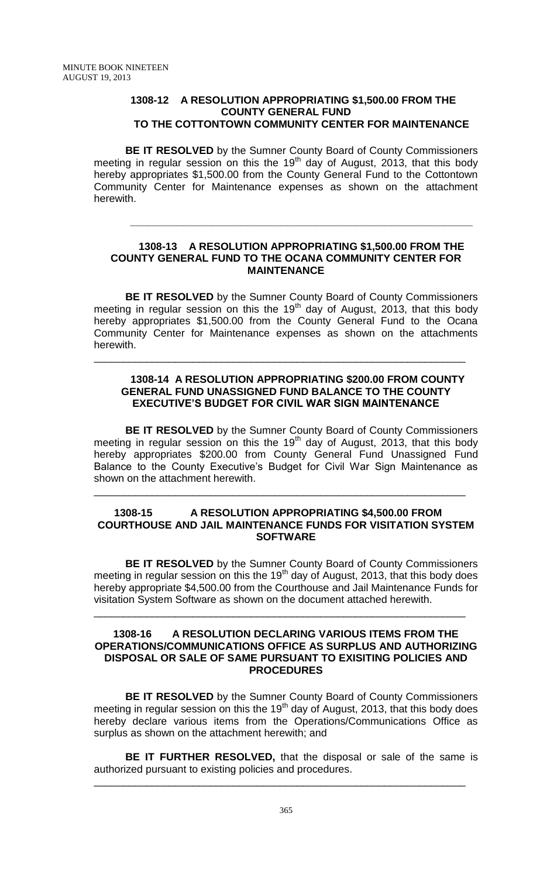### 1308-12 A RESOLUTION APPROPRIATING $1,500.00 FROM THE COUNTY GENERAL FUND TO THE COTTONTOWN COMMUNITY CENTER FOR MAINTENANCE

**BE IT RESOLVED** by the Sumner County Board of County Commissioners meeting in regular session on this the 19th day of August, 2013, that this body hereby appropriates $1,500.00 from the County General Fund to the Cottontown Community Center for Maintenance expenses as shown on the attachment herewith.

---

### 1308-13 A RESOLUTION APPROPRIATING $1,500.00 FROM THE COUNTY GENERAL FUND TO THE OCANA COMMUNITY CENTER FOR MAINTENANCE

**BE IT RESOLVED** by the Sumner County Board of County Commissioners meeting in regular session on this the 19th day of August, 2013, that this body hereby appropriates $1,500.00 from the County General Fund to the Ocana Community Center for Maintenance expenses as shown on the attachments herewith.

---

### 1308-14 A RESOLUTION APPROPRIATING $200.00 FROM COUNTY GENERAL FUND UNASSIGNED FUND BALANCE TO THE COUNTY EXECUTIVE'S BUDGET FOR CIVIL WAR SIGN MAINTENANCE

**BE IT RESOLVED** by the Sumner County Board of County Commissioners meeting in regular session on this the 19th day of August, 2013, that this body hereby appropriates $200.00 from County General Fund Unassigned Fund Balance to the County Executive's Budget for Civil War Sign Maintenance as shown on the attachment herewith.

---

### 1308-15 A RESOLUTION APPROPRIATING $4,500.00 FROM COURTHOUSE AND JAIL MAINTENANCE FUNDS FOR VISITATION SYSTEM SOFTWARE

**BE IT RESOLVED** by the Sumner County Board of County Commissioners meeting in regular session on this the 19th day of August, 2013, that this body does hereby appropriate $4,500.00 from the Courthouse and Jail Maintenance Funds for visitation System Software as shown on the document attached herewith.

---

### 1308-16 A RESOLUTION DECLARING VARIOUS ITEMS FROM THE OPERATIONS/COMMUNICATIONS OFFICE AS SURPLUS AND AUTHORIZING DISPOSAL OR SALE OF SAME PURSUANT TO EXISITING POLICIES AND PROCEDURES

**BE IT RESOLVED** by the Sumner County Board of County Commissioners meeting in regular session on this the 19th day of August, 2013, that this body does hereby declare various items from the Operations/Communications Office as surplus as shown on the attachment herewith; and

**BE IT FURTHER RESOLVED,** that the disposal or sale of the same is authorized pursuant to existing policies and procedures.

---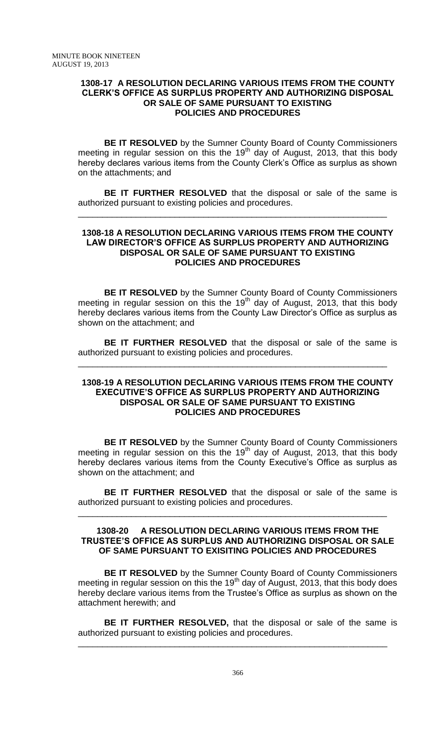### 1308-17 A RESOLUTION DECLARING VARIOUS ITEMS FROM THE COUNTY CLERK'S OFFICE AS SURPLUS PROPERTY AND AUTHORIZING DISPOSAL OR SALE OF SAME PURSUANT TO EXISTING POLICIES AND PROCEDURES

**BE IT RESOLVED** by the Sumner County Board of County Commissioners meeting in regular session on this the 19th day of August, 2013, that this body hereby declares various items from the County Clerk's Office as surplus as shown on the attachments; and

**BE IT FURTHER RESOLVED** that the disposal or sale of the same is authorized pursuant to existing policies and procedures.

---

### 1308-18 A RESOLUTION DECLARING VARIOUS ITEMS FROM THE COUNTY LAW DIRECTOR'S OFFICE AS SURPLUS PROPERTY AND AUTHORIZING DISPOSAL OR SALE OF SAME PURSUANT TO EXISTING POLICIES AND PROCEDURES

**BE IT RESOLVED** by the Sumner County Board of County Commissioners meeting in regular session on this the 19th day of August, 2013, that this body hereby declares various items from the County Law Director's Office as surplus as shown on the attachment; and

**BE IT FURTHER RESOLVED** that the disposal or sale of the same is authorized pursuant to existing policies and procedures.

---

### 1308-19 A RESOLUTION DECLARING VARIOUS ITEMS FROM THE COUNTY EXECUTIVE'S OFFICE AS SURPLUS PROPERTY AND AUTHORIZING DISPOSAL OR SALE OF SAME PURSUANT TO EXISTING POLICIES AND PROCEDURES

**BE IT RESOLVED** by the Sumner County Board of County Commissioners meeting in regular session on this the 19th day of August, 2013, that this body hereby declares various items from the County Executive's Office as surplus as shown on the attachment; and

**BE IT FURTHER RESOLVED** that the disposal or sale of the same is authorized pursuant to existing policies and procedures.

---

### 1308-20 A RESOLUTION DECLARING VARIOUS ITEMS FROM THE TRUSTEE'S OFFICE AS SURPLUS AND AUTHORIZING DISPOSAL OR SALE OF SAME PURSUANT TO EXISITING POLICIES AND PROCEDURES

**BE IT RESOLVED** by the Sumner County Board of County Commissioners meeting in regular session on this the 19th day of August, 2013, that this body does hereby declare various items from the Trustee's Office as surplus as shown on the attachment herewith; and

**BE IT FURTHER RESOLVED,** that the disposal or sale of the same is authorized pursuant to existing policies and procedures.

---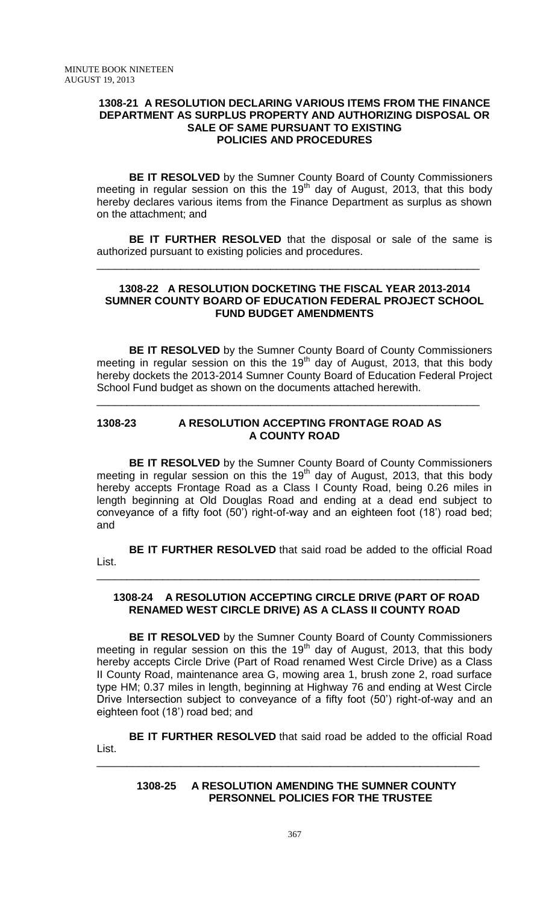### 1308-21 A RESOLUTION DECLARING VARIOUS ITEMS FROM THE FINANCE DEPARTMENT AS SURPLUS PROPERTY AND AUTHORIZING DISPOSAL OR SALE OF SAME PURSUANT TO EXISTING POLICIES AND PROCEDURES

**BE IT RESOLVED** by the Sumner County Board of County Commissioners meeting in regular session on this the 19th day of August, 2013, that this body hereby declares various items from the Finance Department as surplus as shown on the attachment; and

**BE IT FURTHER RESOLVED** that the disposal or sale of the same is authorized pursuant to existing policies and procedures.

---

### 1308-22 A RESOLUTION DOCKETING THE FISCAL YEAR 2013-2014 SUMNER COUNTY BOARD OF EDUCATION FEDERAL PROJECT SCHOOL FUND BUDGET AMENDMENTS

**BE IT RESOLVED** by the Sumner County Board of County Commissioners meeting in regular session on this the 19th day of August, 2013, that this body hereby dockets the 2013-2014 Sumner County Board of Education Federal Project School Fund budget as shown on the documents attached herewith.

---

### 1308-23 A RESOLUTION ACCEPTING FRONTAGE ROAD AS A COUNTY ROAD

**BE IT RESOLVED** by the Sumner County Board of County Commissioners meeting in regular session on this the 19th day of August, 2013, that this body hereby accepts Frontage Road as a Class I County Road, being 0.26 miles in length beginning at Old Douglas Road and ending at a dead end subject to conveyance of a fifty foot (50') right-of-way and an eighteen foot (18') road bed; and

**BE IT FURTHER RESOLVED** that said road be added to the official Road List.

---

### 1308-24 A RESOLUTION ACCEPTING CIRCLE DRIVE (PART OF ROAD RENAMED WEST CIRCLE DRIVE) AS A CLASS II COUNTY ROAD

**BE IT RESOLVED** by the Sumner County Board of County Commissioners meeting in regular session on this the 19th day of August, 2013, that this body hereby accepts Circle Drive (Part of Road renamed West Circle Drive) as a Class II County Road, maintenance area G, mowing area 1, brush zone 2, road surface type HM; 0.37 miles in length, beginning at Highway 76 and ending at West Circle Drive Intersection subject to conveyance of a fifty foot (50') right-of-way and an eighteen foot (18') road bed; and

**BE IT FURTHER RESOLVED** that said road be added to the official Road List.

---

### 1308-25 A RESOLUTION AMENDING THE SUMNER COUNTY PERSONNEL POLICIES FOR THE TRUSTEE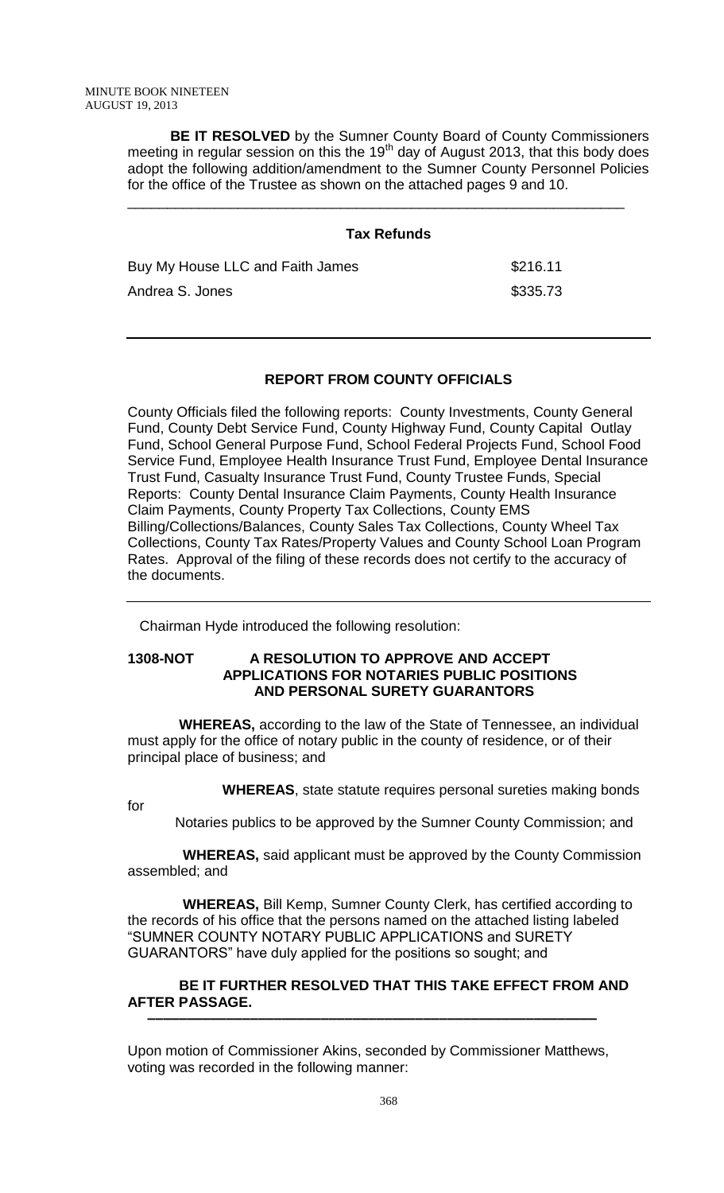**BE IT RESOLVED** by the Sumner County Board of County Commissioners meeting in regular session on this the 19th day of August 2013, that this body does adopt the following addition/amendment to the Sumner County Personnel Policies for the office of the Trustee as shown on the attached pages 9 and 10.

---

**Tax Refunds**

| | |
|---|---|
| Buy My House LLC and Faith James | \$216.11 |
| Andrea S. Jones | \$335.73 |

---

**REPORT FROM COUNTY OFFICIALS**

County Officials filed the following reports: County Investments, County General Fund, County Debt Service Fund, County Highway Fund, County Capital Outlay Fund, School General Purpose Fund, School Federal Projects Fund, School Food Service Fund, Employee Health Insurance Trust Fund, Employee Dental Insurance Trust Fund, Casualty Insurance Trust Fund, County Trustee Funds, Special Reports: County Dental Insurance Claim Payments, County Health Insurance Claim Payments, County Property Tax Collections, County EMS Billing/Collections/Balances, County Sales Tax Collections, County Wheel Tax Collections, County Tax Rates/Property Values and County School Loan Program Rates. Approval of the filing of these records does not certify to the accuracy of the documents.

---

Chairman Hyde introduced the following resolution:

**1308-NOT A RESOLUTION TO APPROVE AND ACCEPT APPLICATIONS FOR NOTARIES PUBLIC POSITIONS AND PERSONAL SURETY GUARANTORS**

**WHEREAS,** according to the law of the State of Tennessee, an individual must apply for the office of notary public in the county of residence, or of their principal place of business; and

**WHEREAS**, state statute requires personal sureties making bonds for Notaries publics to be approved by the Sumner County Commission; and

**WHEREAS,** said applicant must be approved by the County Commission assembled; and

**WHEREAS,** Bill Kemp, Sumner County Clerk, has certified according to the records of his office that the persons named on the attached listing labeled "SUMNER COUNTY NOTARY PUBLIC APPLICATIONS and SURETY GUARANTORS" have duly applied for the positions so sought; and

**BE IT FURTHER RESOLVED THAT THIS TAKE EFFECT FROM AND AFTER PASSAGE.**

---

Upon motion of Commissioner Akins, seconded by Commissioner Matthews, voting was recorded in the following manner: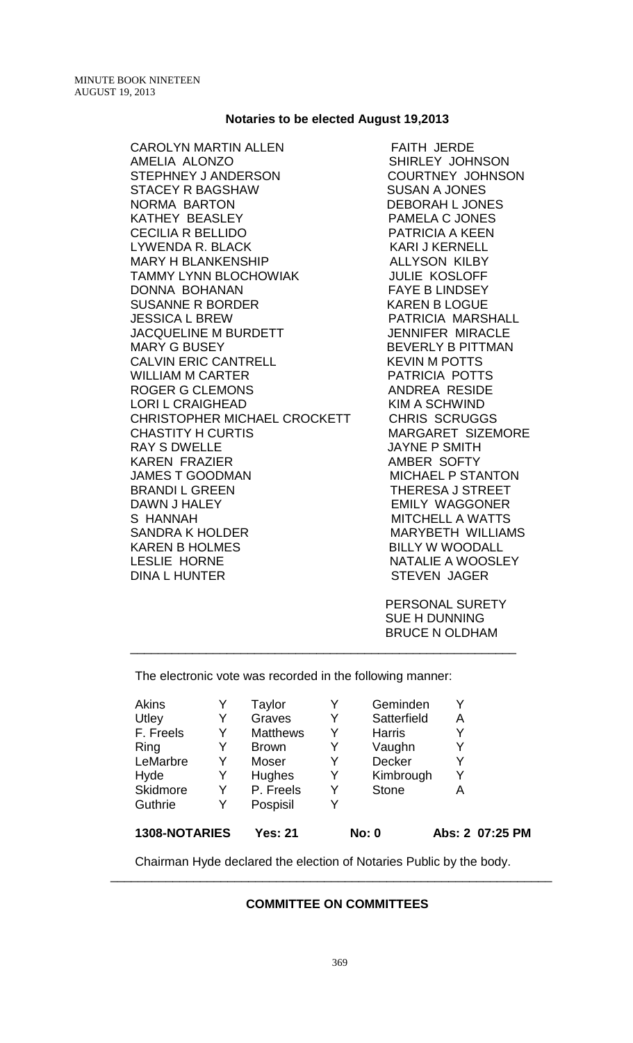## Notaries to be elected August 19,2013

CAROLYN MARTIN ALLEN
AMELIA ALONZO
STEPHNEY J ANDERSON
STACEY R BAGSHAW
NORMA BARTON
KATHEY BEASLEY
CECILIA R BELLIDO
LYWENDA R. BLACK
MARY H BLANKENSHIP
TAMMY LYNN BLOCHOWIAK
DONNA BOHANAN
SUSANNE R BORDER
JESSICA L BREW
JACQUELINE M BURDETT
MARY G BUSEY
CALVIN ERIC CANTRELL
WILLIAM M CARTER
ROGER G CLEMONS
LORI L CRAIGHEAD
CHRISTOPHER MICHAEL CROCKETT
CHASTITY H CURTIS
RAY S DWELLE
KAREN FRAZIER
JAMES T GOODMAN
BRANDI L GREEN
DAWN J HALEY
S HANNAH
SANDRA K HOLDER
KAREN B HOLMES
LESLIE HORNE
DINA L HUNTER
FAITH JERDE
SHIRLEY JOHNSON
COURTNEY JOHNSON
SUSAN A JONES
DEBORAH L JONES
PAMELA C JONES
PATRICIA A KEEN
KARI J KERNELL
ALLYSON KILBY
JULIE KOSLOFF
FAYE B LINDSEY
KAREN B LOGUE
PATRICIA MARSHALL
JENNIFER MIRACLE
BEVERLY B PITTMAN
KEVIN M POTTS
PATRICIA POTTS
ANDREA RESIDE
KIM A SCHWIND
CHRIS SCRUGGS
MARGARET SIZEMORE
JAYNE P SMITH
AMBER SOFTY
MICHAEL P STANTON
THERESA J STREET
EMILY WAGGONER
MITCHELL A WATTS
MARYBETH WILLIAMS
BILLY W WOODALL
NATALIE A WOOSLEY
STEVEN JAGER

PERSONAL SURETY
SUE H DUNNING
BRUCE N OLDHAM

---

The electronic vote was recorded in the following manner:

| | | | | | |
|---|---|---|---|---|---|
| Akins | Y | Taylor | Y | Geminden | Y |
| Utley | Y | Graves | Y | Satterfield | A |
| F. Freels | Y | Matthews | Y | Harris | Y |
| Ring | Y | Brown | Y | Vaughn | Y |
| LeMarbre | Y | Moser | Y | Decker | Y |
| Hyde | Y | Hughes | Y | Kimbrough | Y |
| Skidmore | Y | P. Freels | Y | Stone | A |
| Guthrie | Y | Pospisil | Y | | |

**1308-NOTARIES Yes: 21 No: 0 Abs: 2 07:25 PM**

Chairman Hyde declared the election of Notaries Public by the body.

---

## COMMITTEE ON COMMITTEES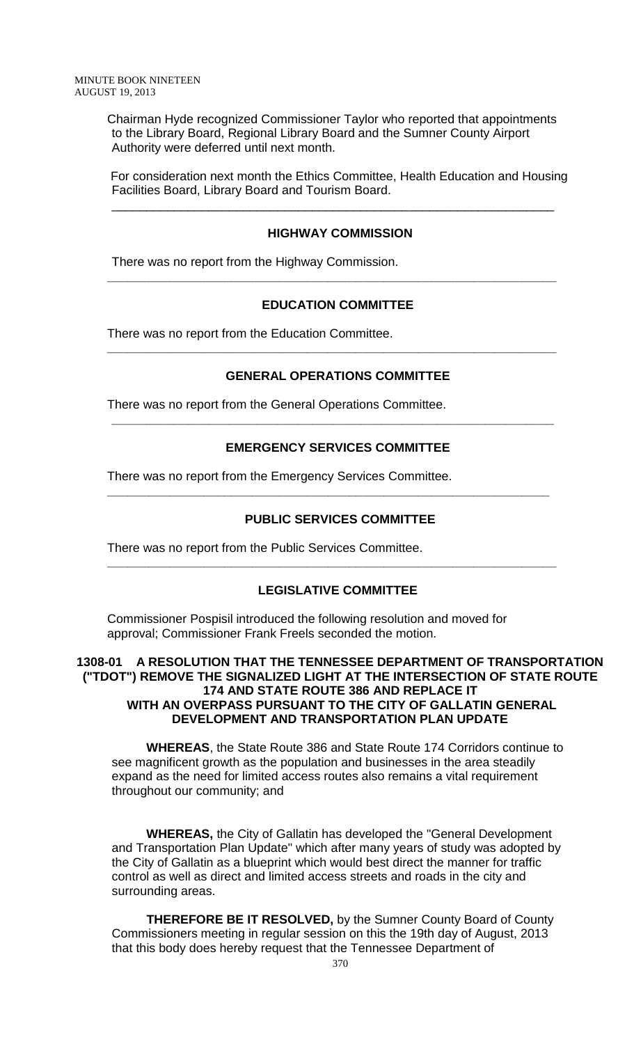Chairman Hyde recognized Commissioner Taylor who reported that appointments to the Library Board, Regional Library Board and the Sumner County Airport Authority were deferred until next month.

For consideration next month the Ethics Committee, Health Education and Housing Facilities Board, Library Board and Tourism Board.

---

## HIGHWAY COMMISSION

There was no report from the Highway Commission.

---

## EDUCATION COMMITTEE

There was no report from the Education Committee.

---

## GENERAL OPERATIONS COMMITTEE

There was no report from the General Operations Committee.

---

## EMERGENCY SERVICES COMMITTEE

There was no report from the Emergency Services Committee.

---

## PUBLIC SERVICES COMMITTEE

There was no report from the Public Services Committee.

---

## LEGISLATIVE COMMITTEE

Commissioner Pospisil introduced the following resolution and moved for approval; Commissioner Frank Freels seconded the motion.

### 1308-01 A RESOLUTION THAT THE TENNESSEE DEPARTMENT OF TRANSPORTATION ("TDOT") REMOVE THE SIGNALIZED LIGHT AT THE INTERSECTION OF STATE ROUTE 174 AND STATE ROUTE 386 AND REPLACE IT WITH AN OVERPASS PURSUANT TO THE CITY OF GALLATIN GENERAL DEVELOPMENT AND TRANSPORTATION PLAN UPDATE

**WHEREAS**, the State Route 386 and State Route 174 Corridors continue to see magnificent growth as the population and businesses in the area steadily expand as the need for limited access routes also remains a vital requirement throughout our community; and

**WHEREAS,** the City of Gallatin has developed the "General Development and Transportation Plan Update" which after many years of study was adopted by the City of Gallatin as a blueprint which would best direct the manner for traffic control as well as direct and limited access streets and roads in the city and surrounding areas.

**THEREFORE BE IT RESOLVED,** by the Sumner County Board of County Commissioners meeting in regular session on this the 19th day of August, 2013 that this body does hereby request that the Tennessee Department of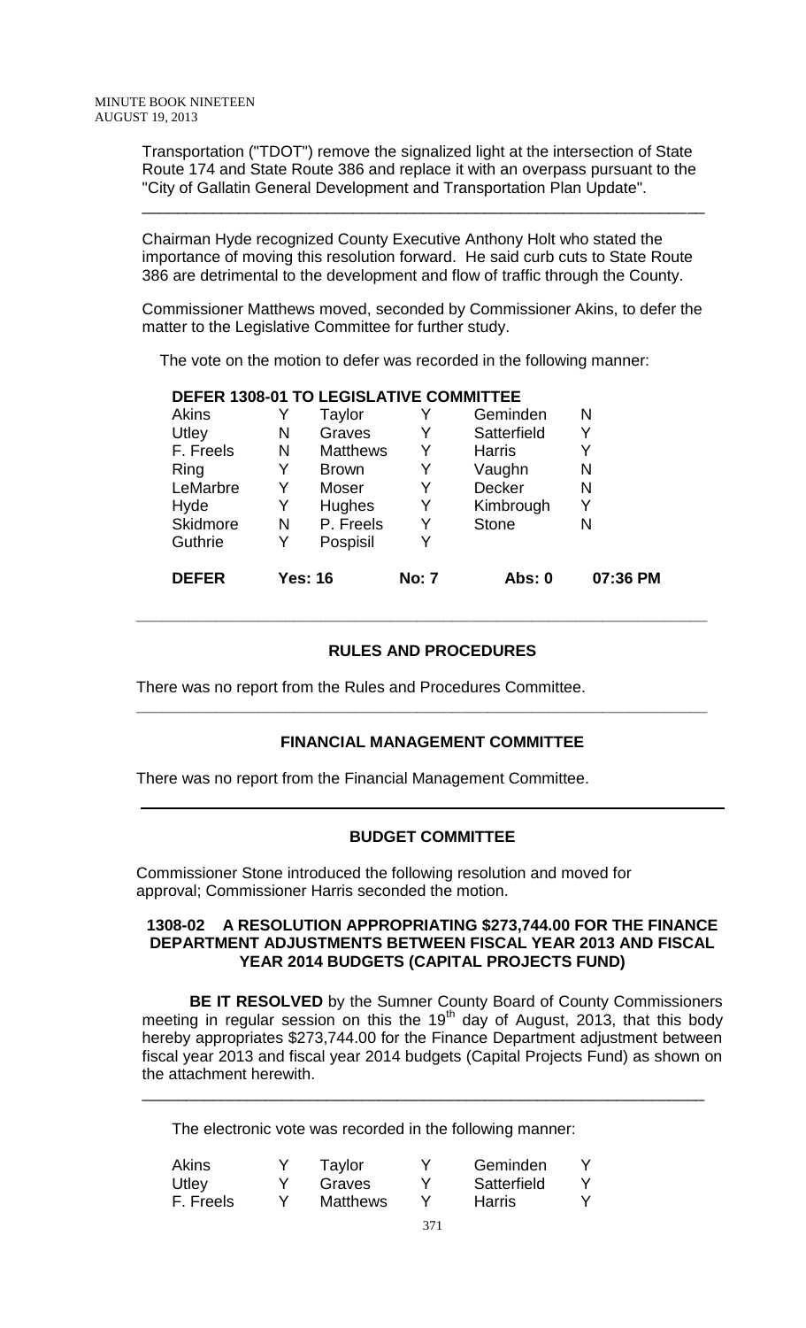Transportation ("TDOT") remove the signalized light at the intersection of State Route 174 and State Route 386 and replace it with an overpass pursuant to the "City of Gallatin General Development and Transportation Plan Update".

---

Chairman Hyde recognized County Executive Anthony Holt who stated the importance of moving this resolution forward. He said curb cuts to State Route 386 are detrimental to the development and flow of traffic through the County.

Commissioner Matthews moved, seconded by Commissioner Akins, to defer the matter to the Legislative Committee for further study.

The vote on the motion to defer was recorded in the following manner:

**DEFER 1308-01 TO LEGISLATIVE COMMITTEE**

| | | | | | |
|---|---|---|---|---|---|
| Akins | Y | Taylor | Y | Geminden | N |
| Utley | N | Graves | Y | Satterfield | Y |
| F. Freels | N | Matthews | Y | Harris | Y |
| Ring | Y | Brown | Y | Vaughn | N |
| LeMarbre | Y | Moser | Y | Decker | N |
| Hyde | Y | Hughes | Y | Kimbrough | Y |
| Skidmore | N | P. Freels | Y | Stone | N |
| Guthrie | Y | Pospisil | Y | | |

**DEFER Yes: 16 No: 7 Abs: 0 07:36 PM**

---

## RULES AND PROCEDURES

There was no report from the Rules and Procedures Committee.

---

## FINANCIAL MANAGEMENT COMMITTEE

There was no report from the Financial Management Committee.

---

## BUDGET COMMITTEE

Commissioner Stone introduced the following resolution and moved for approval; Commissioner Harris seconded the motion.

### 1308-02 A RESOLUTION APPROPRIATING $273,744.00 FOR THE FINANCE DEPARTMENT ADJUSTMENTS BETWEEN FISCAL YEAR 2013 AND FISCAL YEAR 2014 BUDGETS (CAPITAL PROJECTS FUND)

**BE IT RESOLVED** by the Sumner County Board of County Commissioners meeting in regular session on this the 19th day of August, 2013, that this body hereby appropriates $273,744.00 for the Finance Department adjustment between fiscal year 2013 and fiscal year 2014 budgets (Capital Projects Fund) as shown on the attachment herewith.

---

The electronic vote was recorded in the following manner:

| | | | | | |
|---|---|---|---|---|---|
| Akins | Y | Taylor | Y | Geminden | Y |
| Utley | Y | Graves | Y | Satterfield | Y |
| F. Freels | Y | Matthews | Y | Harris | Y |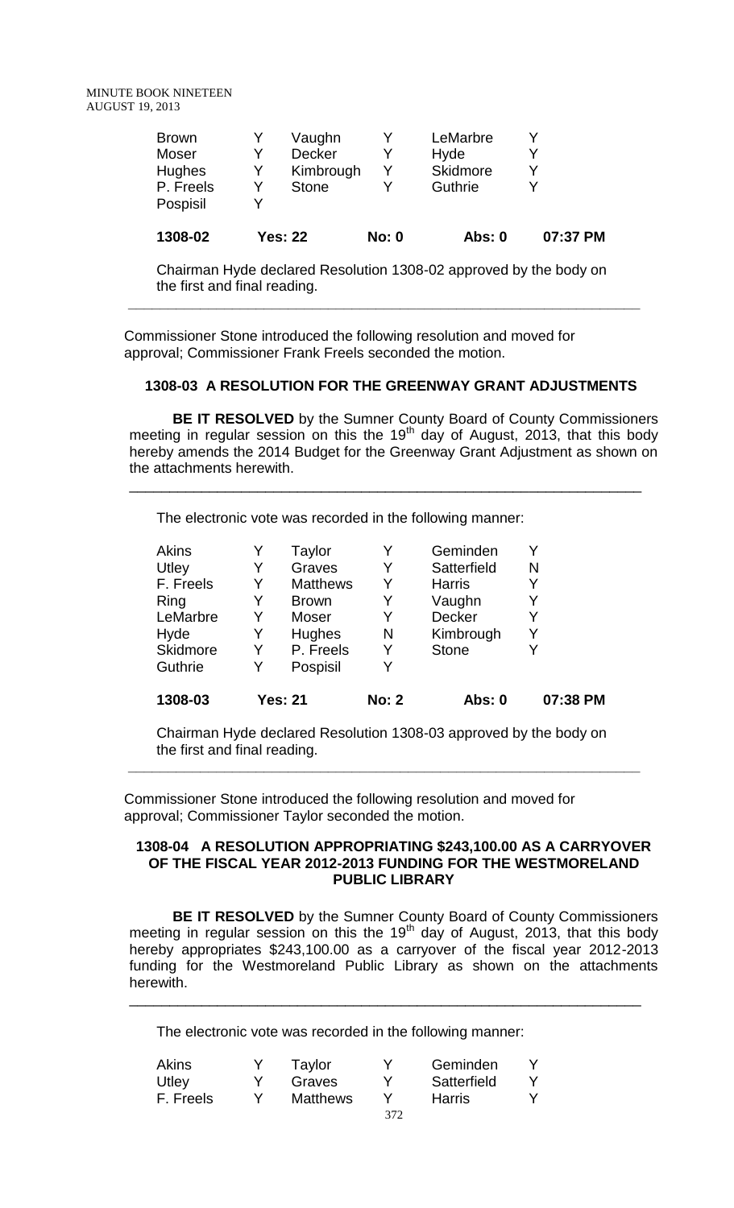| | | | | | |
|---|---|---|---|---|---|
| Brown | Y | Vaughn | Y | LeMarbre | Y |
| Moser | Y | Decker | Y | Hyde | Y |
| Hughes | Y | Kimbrough | Y | Skidmore | Y |
| P. Freels | Y | Stone | Y | Guthrie | Y |
| Pospisil | Y | | | | |

**1308-02 Yes: 22 No: 0 Abs: 0 07:37 PM**

Chairman Hyde declared Resolution 1308-02 approved by the body on the first and final reading.

---

Commissioner Stone introduced the following resolution and moved for approval; Commissioner Frank Freels seconded the motion.

**1308-03 A RESOLUTION FOR THE GREENWAY GRANT ADJUSTMENTS**

**BE IT RESOLVED** by the Sumner County Board of County Commissioners meeting in regular session on this the 19th day of August, 2013, that this body hereby amends the 2014 Budget for the Greenway Grant Adjustment as shown on the attachments herewith.

---

The electronic vote was recorded in the following manner:

| | | | | | |
|---|---|---|---|---|---|
| Akins | Y | Taylor | Y | Geminden | Y |
| Utley | Y | Graves | Y | Satterfield | N |
| F. Freels | Y | Matthews | Y | Harris | Y |
| Ring | Y | Brown | Y | Vaughn | Y |
| LeMarbre | Y | Moser | Y | Decker | Y |
| Hyde | Y | Hughes | N | Kimbrough | Y |
| Skidmore | Y | P. Freels | Y | Stone | Y |
| Guthrie | Y | Pospisil | Y | | |

**1308-03 Yes: 21 No: 2 Abs: 0 07:38 PM**

Chairman Hyde declared Resolution 1308-03 approved by the body on the first and final reading.

---

Commissioner Stone introduced the following resolution and moved for approval; Commissioner Taylor seconded the motion.

**1308-04 A RESOLUTION APPROPRIATING $243,100.00 AS A CARRYOVER OF THE FISCAL YEAR 2012-2013 FUNDING FOR THE WESTMORELAND PUBLIC LIBRARY**

**BE IT RESOLVED** by the Sumner County Board of County Commissioners meeting in regular session on this the 19th day of August, 2013, that this body hereby appropriates $243,100.00 as a carryover of the fiscal year 2012-2013 funding for the Westmoreland Public Library as shown on the attachments herewith.

---

The electronic vote was recorded in the following manner:

| | | | | | |
|---|---|---|---|---|---|
| Akins | Y | Taylor | Y | Geminden | Y |
| Utley | Y | Graves | Y | Satterfield | Y |
| F. Freels | Y | Matthews | Y | Harris | Y |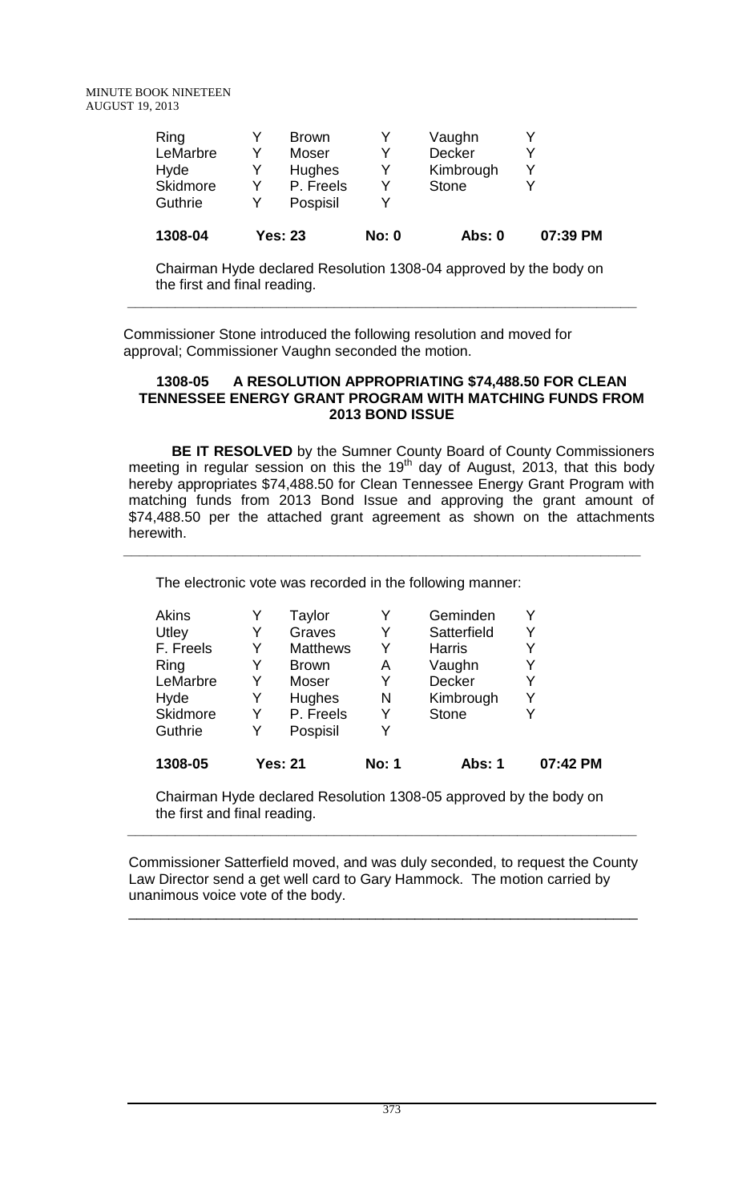| Ring | Y | Brown | Y | Vaughn | Y | |
|---|---|---|---|---|---|---|
| LeMarbre | Y | Moser | Y | Decker | Y | |
| Hyde | Y | Hughes | Y | Kimbrough | Y | |
| Skidmore | Y | P. Freels | Y | Stone | Y | |
| Guthrie | Y | Pospisil | Y | | | |
| **1308-04** | **Yes: 23** | | **No: 0** | **Abs: 0** | | **07:39 PM** |

Chairman Hyde declared Resolution 1308-04 approved by the body on the first and final reading.

---

Commissioner Stone introduced the following resolution and moved for approval; Commissioner Vaughn seconded the motion.

**1308-05 A RESOLUTION APPROPRIATING $74,488.50 FOR CLEAN TENNESSEE ENERGY GRANT PROGRAM WITH MATCHING FUNDS FROM 2013 BOND ISSUE**

**BE IT RESOLVED** by the Sumner County Board of County Commissioners meeting in regular session on this the 19th day of August, 2013, that this body hereby appropriates $74,488.50 for Clean Tennessee Energy Grant Program with matching funds from 2013 Bond Issue and approving the grant amount of $74,488.50 per the attached grant agreement as shown on the attachments herewith.

---

The electronic vote was recorded in the following manner:

| Akins | Y | Taylor | Y | Geminden | Y | |
|---|---|---|---|---|---|---|
| Utley | Y | Graves | Y | Satterfield | Y | |
| F. Freels | Y | Matthews | Y | Harris | Y | |
| Ring | Y | Brown | A | Vaughn | Y | |
| LeMarbre | Y | Moser | Y | Decker | Y | |
| Hyde | Y | Hughes | N | Kimbrough | Y | |
| Skidmore | Y | P. Freels | Y | Stone | Y | |
| Guthrie | Y | Pospisil | Y | | | |
| **1308-05** | **Yes: 21** | | **No: 1** | **Abs: 1** | | **07:42 PM** |

Chairman Hyde declared Resolution 1308-05 approved by the body on the first and final reading.

---

Commissioner Satterfield moved, and was duly seconded, to request the County Law Director send a get well card to Gary Hammock. The motion carried by unanimous voice vote of the body.

---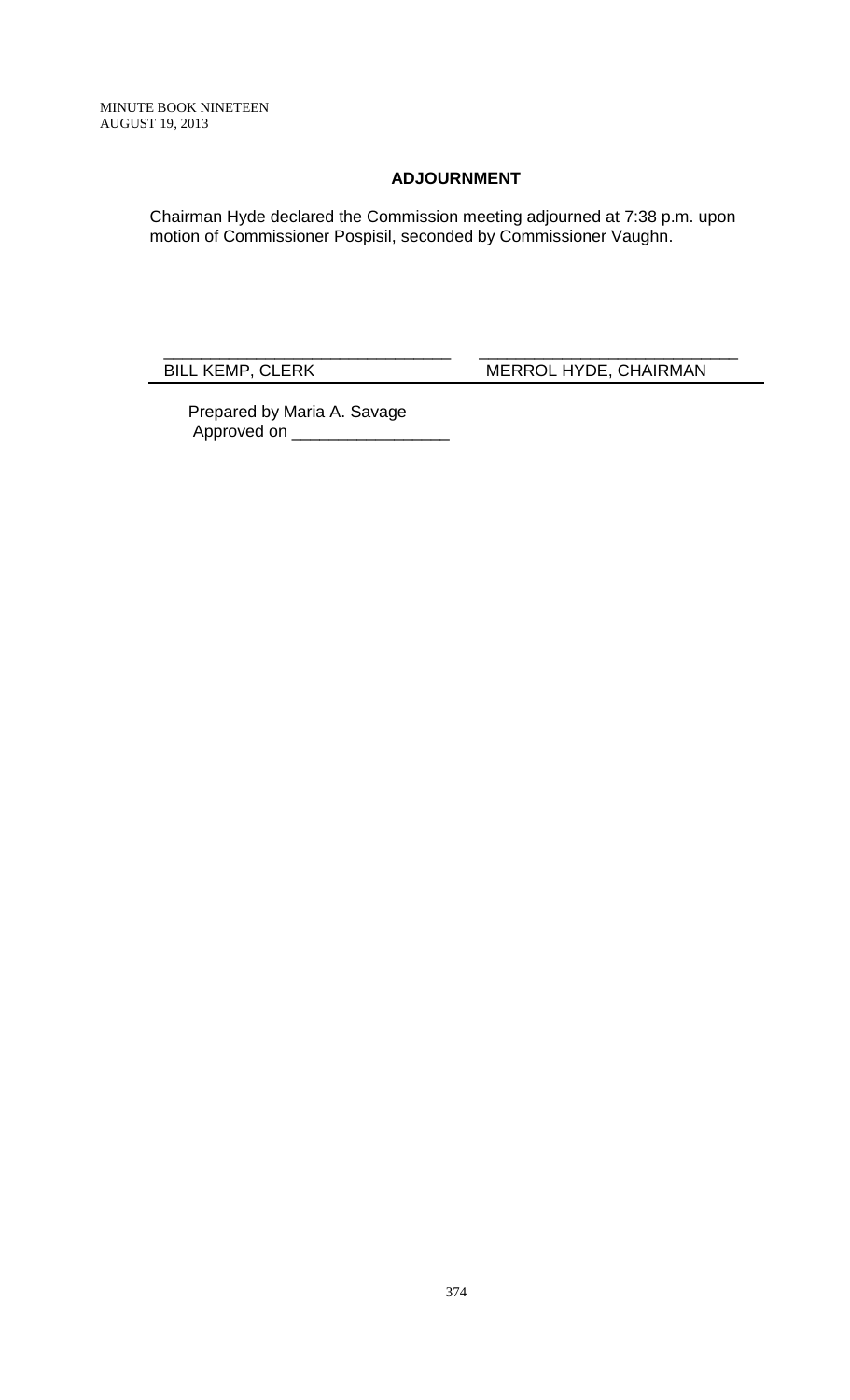## ADJOURNMENT

Chairman Hyde declared the Commission meeting adjourned at 7:38 p.m. upon motion of Commissioner Pospisil, seconded by Commissioner Vaughn.

_______________________________ _____________________________

BILL KEMP, CLERK MERROL HYDE, CHAIRMAN

Prepared by Maria A. Savage

Approved on _________________